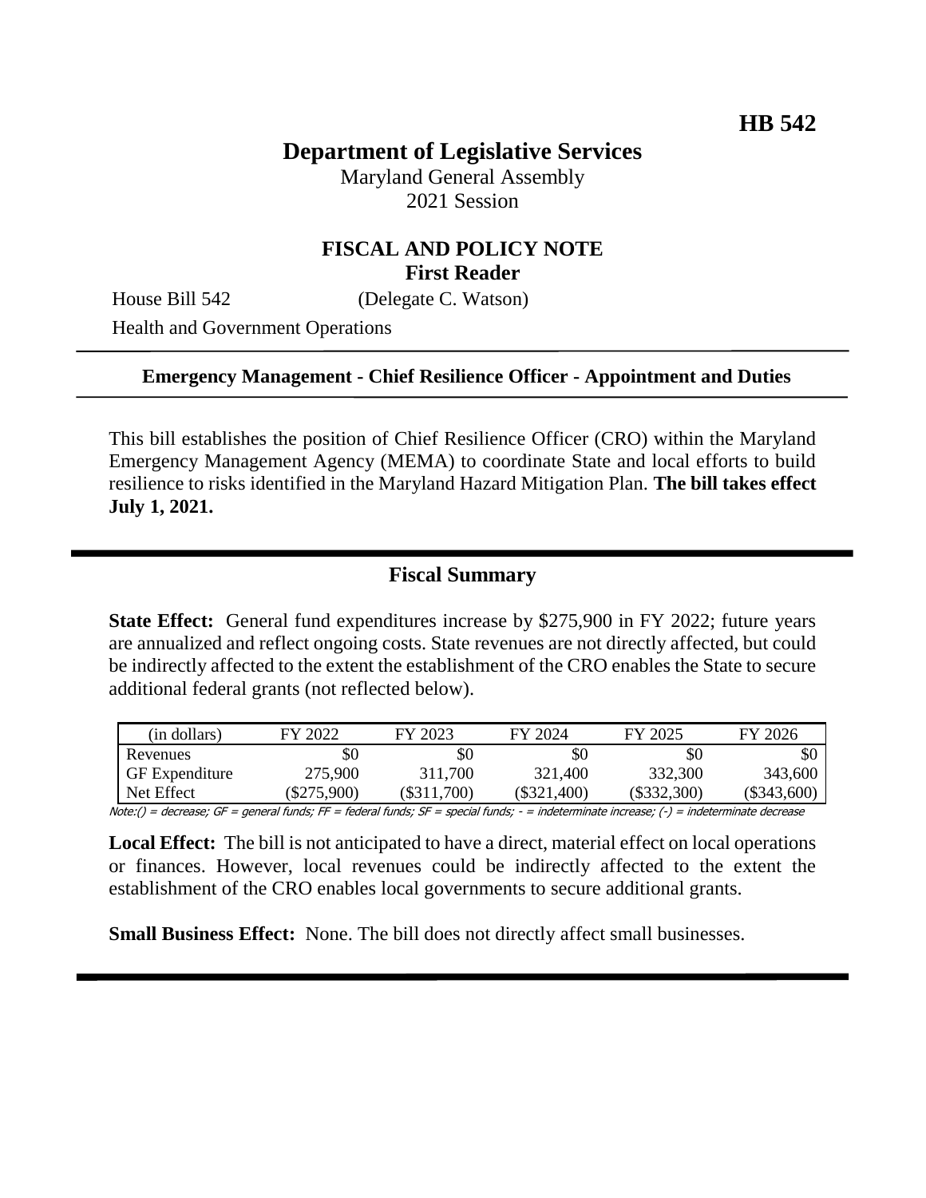**HB 542**

# Department of Legislative Services

Maryland General Assembly
2021 Session

## FISCAL AND POLICY NOTE
**First Reader**

House Bill 542 (Delegate C. Watson)

Health and Government Operations

---

**Emergency Management - Chief Resilience Officer - Appointment and Duties**

---

This bill establishes the position of Chief Resilience Officer (CRO) within the Maryland Emergency Management Agency (MEMA) to coordinate State and local efforts to build resilience to risks identified in the Maryland Hazard Mitigation Plan. **The bill takes effect July 1, 2021.**

---

## Fiscal Summary

**State Effect:** General fund expenditures increase by $275,900 in FY 2022; future years are annualized and reflect ongoing costs. State revenues are not directly affected, but could be indirectly affected to the extent the establishment of the CRO enables the State to secure additional federal grants (not reflected below).

| (in dollars) | FY 2022 | FY 2023 | FY 2024 | FY 2025 | FY 2026 |
|---|---|---|---|---|---|
| Revenues | $0 | $0 | $0 | $0 | $0 |
| GF Expenditure | 275,900 | 311,700 | 321,400 | 332,300 | 343,600 |
| Net Effect | ($275,900) | ($311,700) | ($321,400) | ($332,300) | ($343,600) |

*Note:() = decrease; GF = general funds; FF = federal funds; SF = special funds; - = indeterminate increase; (-) = indeterminate decrease*

**Local Effect:** The bill is not anticipated to have a direct, material effect on local operations or finances. However, local revenues could be indirectly affected to the extent the establishment of the CRO enables local governments to secure additional grants.

**Small Business Effect:** None. The bill does not directly affect small businesses.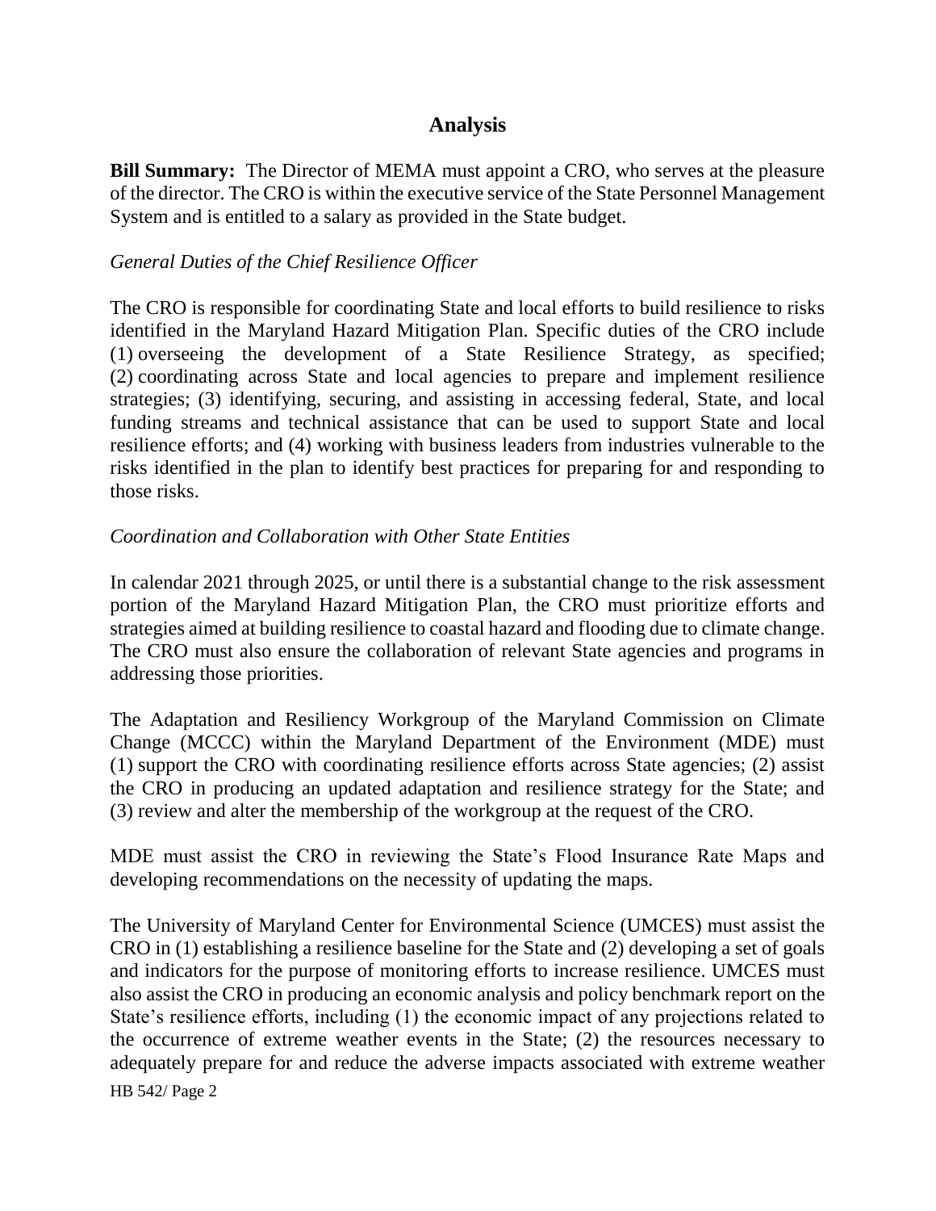## Analysis

**Bill Summary:** The Director of MEMA must appoint a CRO, who serves at the pleasure of the director. The CRO is within the executive service of the State Personnel Management System and is entitled to a salary as provided in the State budget.

*General Duties of the Chief Resilience Officer*

The CRO is responsible for coordinating State and local efforts to build resilience to risks identified in the Maryland Hazard Mitigation Plan. Specific duties of the CRO include (1) overseeing the development of a State Resilience Strategy, as specified; (2) coordinating across State and local agencies to prepare and implement resilience strategies; (3) identifying, securing, and assisting in accessing federal, State, and local funding streams and technical assistance that can be used to support State and local resilience efforts; and (4) working with business leaders from industries vulnerable to the risks identified in the plan to identify best practices for preparing for and responding to those risks.

*Coordination and Collaboration with Other State Entities*

In calendar 2021 through 2025, or until there is a substantial change to the risk assessment portion of the Maryland Hazard Mitigation Plan, the CRO must prioritize efforts and strategies aimed at building resilience to coastal hazard and flooding due to climate change. The CRO must also ensure the collaboration of relevant State agencies and programs in addressing those priorities.

The Adaptation and Resiliency Workgroup of the Maryland Commission on Climate Change (MCCC) within the Maryland Department of the Environment (MDE) must (1) support the CRO with coordinating resilience efforts across State agencies; (2) assist the CRO in producing an updated adaptation and resilience strategy for the State; and (3) review and alter the membership of the workgroup at the request of the CRO.

MDE must assist the CRO in reviewing the State's Flood Insurance Rate Maps and developing recommendations on the necessity of updating the maps.

The University of Maryland Center for Environmental Science (UMCES) must assist the CRO in (1) establishing a resilience baseline for the State and (2) developing a set of goals and indicators for the purpose of monitoring efforts to increase resilience. UMCES must also assist the CRO in producing an economic analysis and policy benchmark report on the State's resilience efforts, including (1) the economic impact of any projections related to the occurrence of extreme weather events in the State; (2) the resources necessary to adequately prepare for and reduce the adverse impacts associated with extreme weather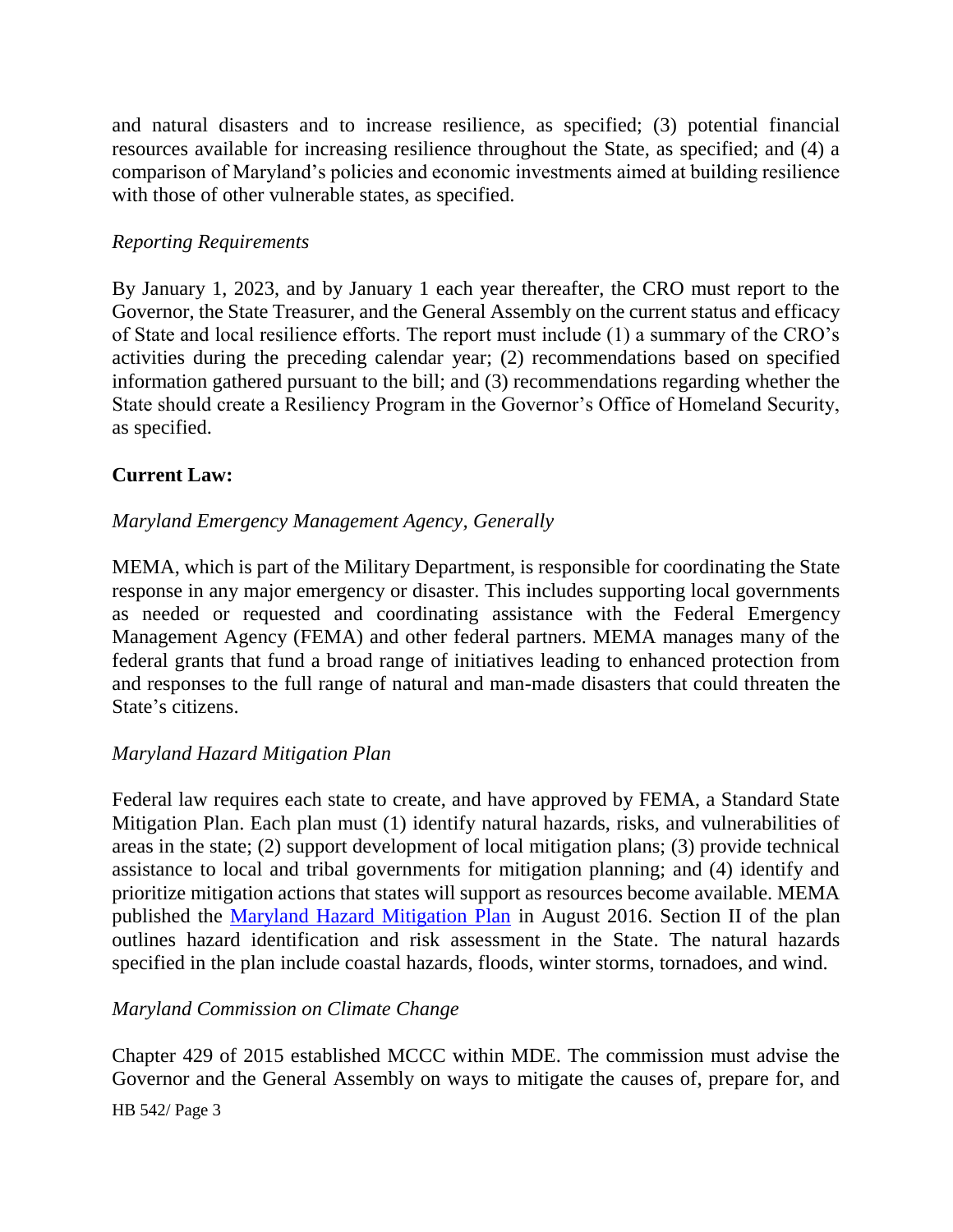and natural disasters and to increase resilience, as specified; (3) potential financial resources available for increasing resilience throughout the State, as specified; and (4) a comparison of Maryland's policies and economic investments aimed at building resilience with those of other vulnerable states, as specified.

*Reporting Requirements*

By January 1, 2023, and by January 1 each year thereafter, the CRO must report to the Governor, the State Treasurer, and the General Assembly on the current status and efficacy of State and local resilience efforts. The report must include (1) a summary of the CRO's activities during the preceding calendar year; (2) recommendations based on specified information gathered pursuant to the bill; and (3) recommendations regarding whether the State should create a Resiliency Program in the Governor's Office of Homeland Security, as specified.

**Current Law:**

*Maryland Emergency Management Agency, Generally*

MEMA, which is part of the Military Department, is responsible for coordinating the State response in any major emergency or disaster. This includes supporting local governments as needed or requested and coordinating assistance with the Federal Emergency Management Agency (FEMA) and other federal partners. MEMA manages many of the federal grants that fund a broad range of initiatives leading to enhanced protection from and responses to the full range of natural and man-made disasters that could threaten the State's citizens.

*Maryland Hazard Mitigation Plan*

Federal law requires each state to create, and have approved by FEMA, a Standard State Mitigation Plan. Each plan must (1) identify natural hazards, risks, and vulnerabilities of areas in the state; (2) support development of local mitigation plans; (3) provide technical assistance to local and tribal governments for mitigation planning; and (4) identify and prioritize mitigation actions that states will support as resources become available. MEMA published the Maryland Hazard Mitigation Plan in August 2016. Section II of the plan outlines hazard identification and risk assessment in the State. The natural hazards specified in the plan include coastal hazards, floods, winter storms, tornadoes, and wind.

*Maryland Commission on Climate Change*

Chapter 429 of 2015 established MCCC within MDE. The commission must advise the Governor and the General Assembly on ways to mitigate the causes of, prepare for, and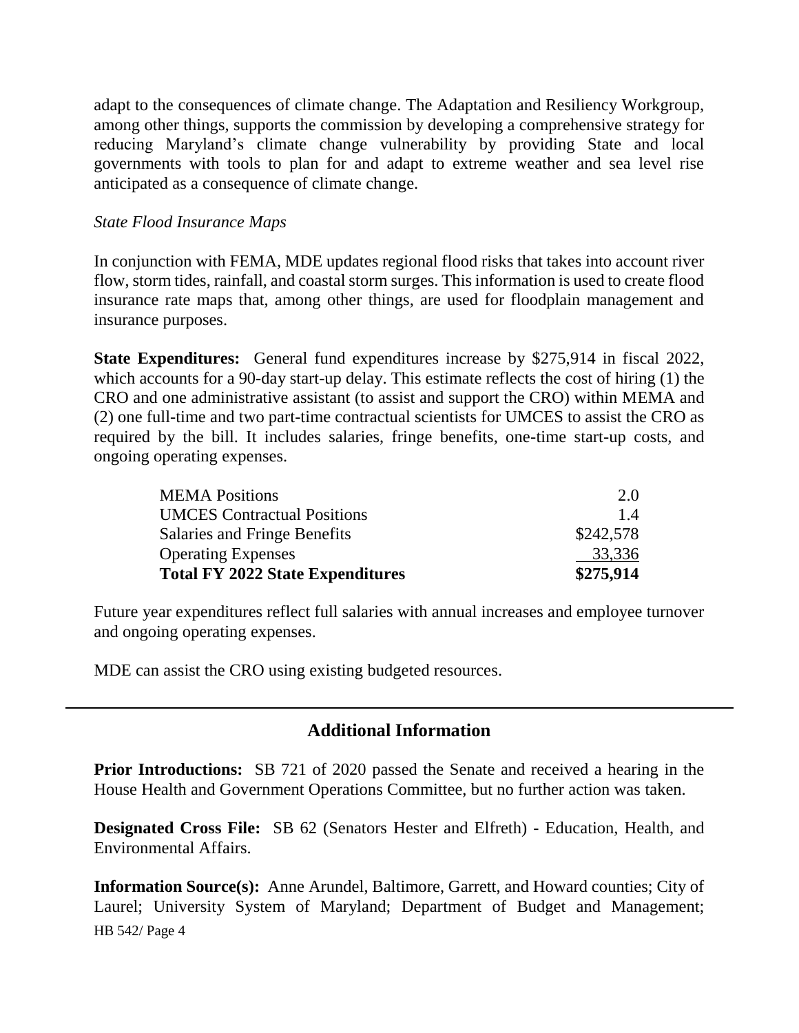adapt to the consequences of climate change. The Adaptation and Resiliency Workgroup, among other things, supports the commission by developing a comprehensive strategy for reducing Maryland's climate change vulnerability by providing State and local governments with tools to plan for and adapt to extreme weather and sea level rise anticipated as a consequence of climate change.

*State Flood Insurance Maps*

In conjunction with FEMA, MDE updates regional flood risks that takes into account river flow, storm tides, rainfall, and coastal storm surges. This information is used to create flood insurance rate maps that, among other things, are used for floodplain management and insurance purposes.

**State Expenditures:** General fund expenditures increase by $275,914 in fiscal 2022, which accounts for a 90-day start-up delay. This estimate reflects the cost of hiring (1) the CRO and one administrative assistant (to assist and support the CRO) within MEMA and (2) one full-time and two part-time contractual scientists for UMCES to assist the CRO as required by the bill. It includes salaries, fringe benefits, one-time start-up costs, and ongoing operating expenses.

| | |
|---|---|
| MEMA Positions | 2.0 |
| UMCES Contractual Positions | 1.4 |
| Salaries and Fringe Benefits | $242,578 |
| Operating Expenses | 33,336 |
| **Total FY 2022 State Expenditures** | **$275,914** |

Future year expenditures reflect full salaries with annual increases and employee turnover and ongoing operating expenses.

MDE can assist the CRO using existing budgeted resources.

## Additional Information

**Prior Introductions:** SB 721 of 2020 passed the Senate and received a hearing in the House Health and Government Operations Committee, but no further action was taken.

**Designated Cross File:** SB 62 (Senators Hester and Elfreth) - Education, Health, and Environmental Affairs.

**Information Source(s):** Anne Arundel, Baltimore, Garrett, and Howard counties; City of Laurel; University System of Maryland; Department of Budget and Management;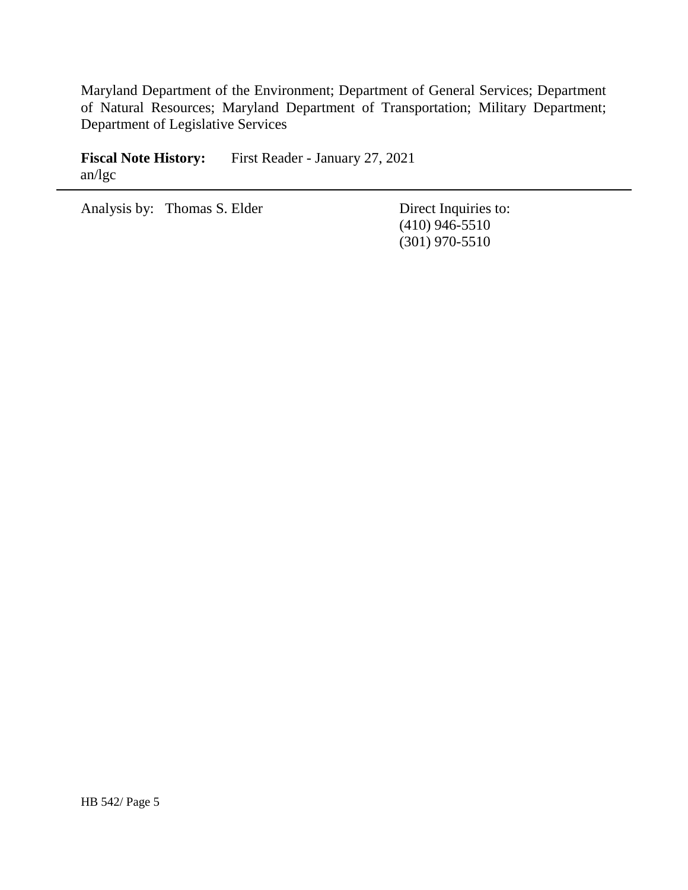Maryland Department of the Environment; Department of General Services; Department of Natural Resources; Maryland Department of Transportation; Military Department; Department of Legislative Services

**Fiscal Note History:** First Reader - January 27, 2021
an/lgc

---

Analysis by: Thomas S. Elder

Direct Inquiries to:
(410) 946-5510
(301) 970-5510